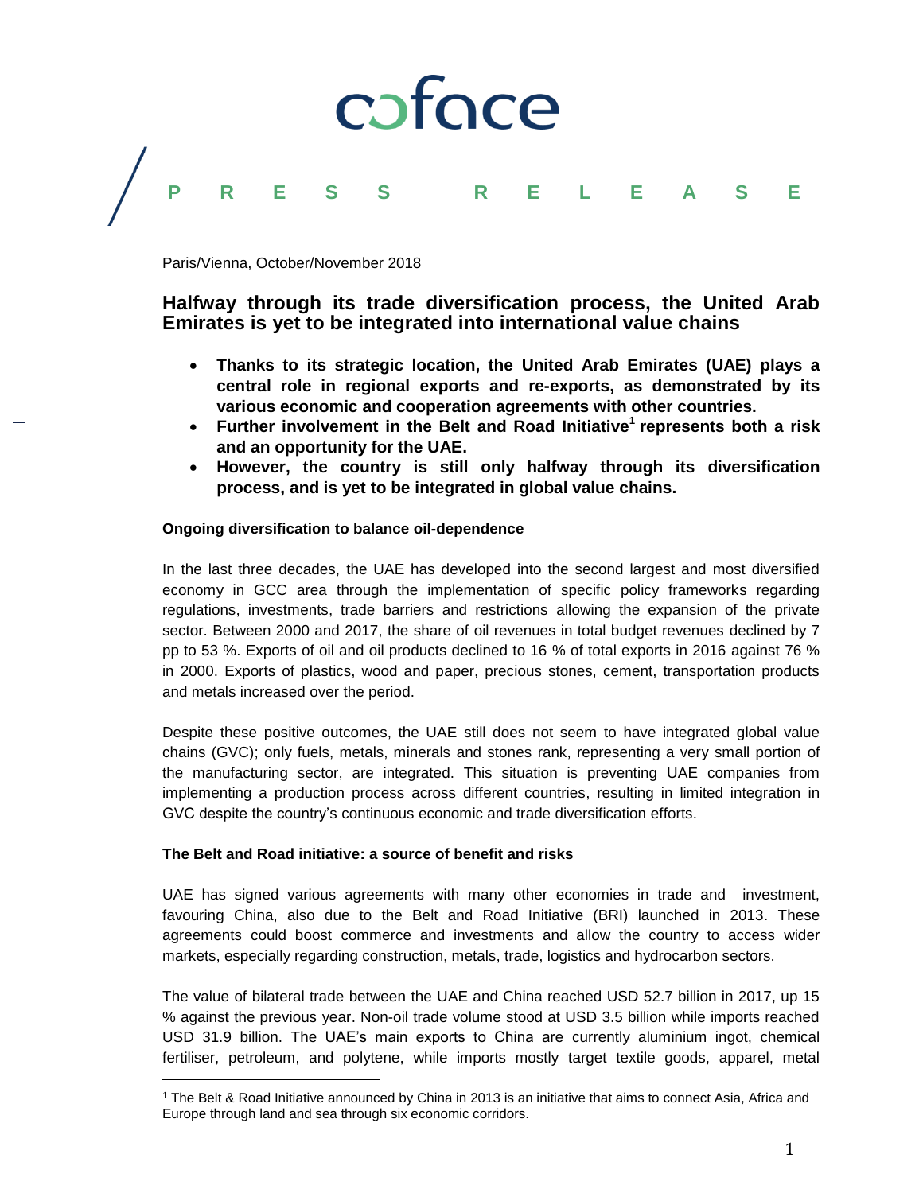coface

PRESS RELEASE

Paris/Vienna, October/November 2018

## Halfway through its trade diversification process, the United Arab Emirates is yet to be integrated into international value chains

- **Thanks to its strategic location, the United Arab Emirates (UAE) plays a central role in regional exports and re-exports, as demonstrated by its various economic and cooperation agreements with other countries.**
- **Further involvement in the Belt and Road Initiative[1] represents both a risk and an opportunity for the UAE.**
- **However, the country is still only halfway through its diversification process, and is yet to be integrated in global value chains.**

### Ongoing diversification to balance oil-dependence

In the last three decades, the UAE has developed into the second largest and most diversified economy in GCC area through the implementation of specific policy frameworks regarding regulations, investments, trade barriers and restrictions allowing the expansion of the private sector. Between 2000 and 2017, the share of oil revenues in total budget revenues declined by 7 pp to 53 %. Exports of oil and oil products declined to 16 % of total exports in 2016 against 76 % in 2000. Exports of plastics, wood and paper, precious stones, cement, transportation products and metals increased over the period.

Despite these positive outcomes, the UAE still does not seem to have integrated global value chains (GVC); only fuels, metals, minerals and stones rank, representing a very small portion of the manufacturing sector, are integrated. This situation is preventing UAE companies from implementing a production process across different countries, resulting in limited integration in GVC despite the country's continuous economic and trade diversification efforts.

### The Belt and Road initiative: a source of benefit and risks

UAE has signed various agreements with many other economies in trade and investment, favouring China, also due to the Belt and Road Initiative (BRI) launched in 2013. These agreements could boost commerce and investments and allow the country to access wider markets, especially regarding construction, metals, trade, logistics and hydrocarbon sectors.

The value of bilateral trade between the UAE and China reached USD 52.7 billion in 2017, up 15 % against the previous year. Non-oil trade volume stood at USD 3.5 billion while imports reached USD 31.9 billion. The UAE's main exports to China are currently aluminium ingot, chemical fertiliser, petroleum, and polytene, while imports mostly target textile goods, apparel, metal

---

[1] The Belt & Road Initiative announced by China in 2013 is an initiative that aims to connect Asia, Africa and Europe through land and sea through six economic corridors.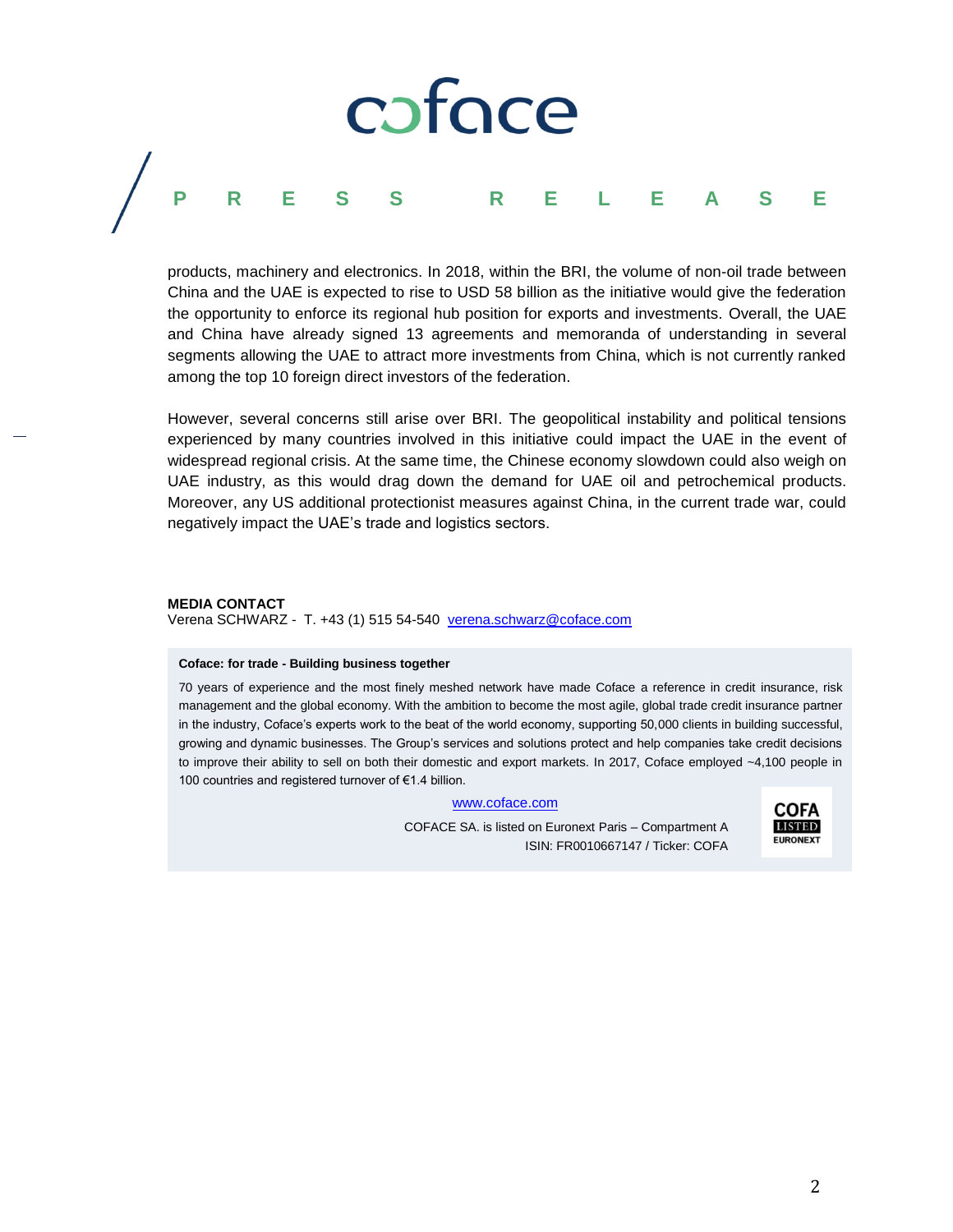products, machinery and electronics. In 2018, within the BRI, the volume of non-oil trade between China and the UAE is expected to rise to USD 58 billion as the initiative would give the federation the opportunity to enforce its regional hub position for exports and investments. Overall, the UAE and China have already signed 13 agreements and memoranda of understanding in several segments allowing the UAE to attract more investments from China, which is not currently ranked among the top 10 foreign direct investors of the federation.

However, several concerns still arise over BRI. The geopolitical instability and political tensions experienced by many countries involved in this initiative could impact the UAE in the event of widespread regional crisis. At the same time, the Chinese economy slowdown could also weigh on UAE industry, as this would drag down the demand for UAE oil and petrochemical products. Moreover, any US additional protectionist measures against China, in the current trade war, could negatively impact the UAE's trade and logistics sectors.

**MEDIA CONTACT**
Verena SCHWARZ - T. +43 (1) 515 54-540 verena.schwarz@coface.com

**Coface: for trade - Building business together**

70 years of experience and the most finely meshed network have made Coface a reference in credit insurance, risk management and the global economy. With the ambition to become the most agile, global trade credit insurance partner in the industry, Coface's experts work to the beat of the world economy, supporting 50,000 clients in building successful, growing and dynamic businesses. The Group's services and solutions protect and help companies take credit decisions to improve their ability to sell on both their domestic and export markets. In 2017, Coface employed ~4,100 people in 100 countries and registered turnover of €1.4 billion.

www.coface.com

COFACE SA. is listed on Euronext Paris – Compartment A
ISIN: FR0010667147 / Ticker: COFA

COFA LISTED EURONEXT